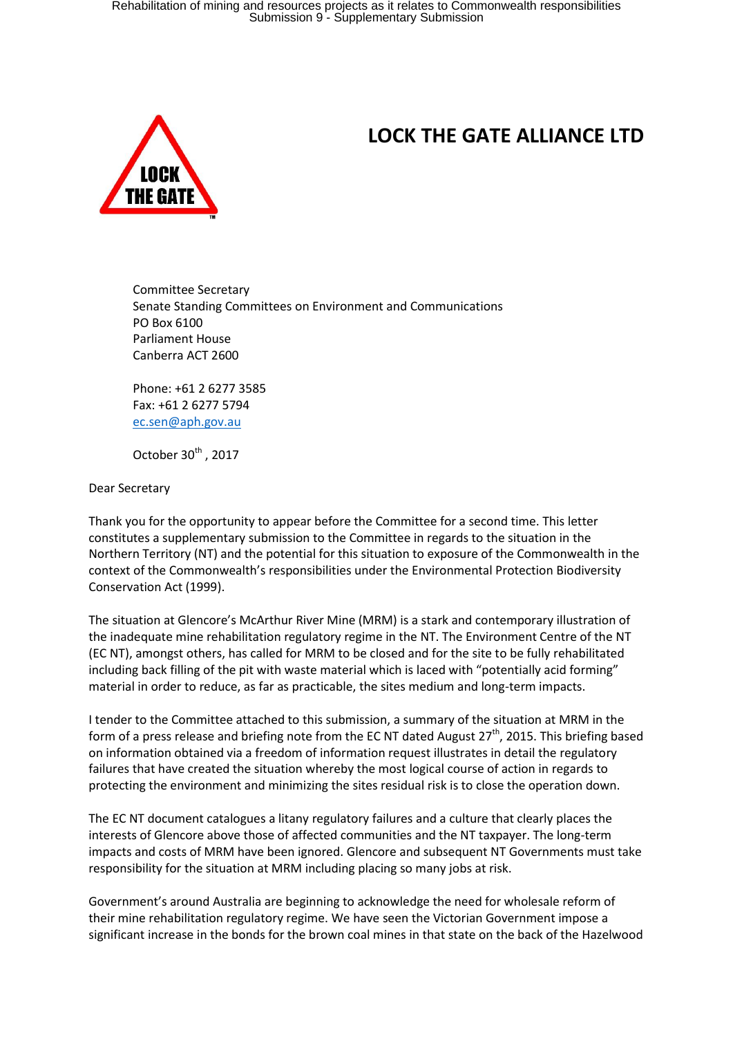# LOCK THE GATE ALLIANCE LTD

Committee Secretary
Senate Standing Committees on Environment and Communications
PO Box 6100
Parliament House
Canberra ACT 2600

Phone: +61 2 6277 3585
Fax: +61 2 6277 5794
ec.sen@aph.gov.au

October 30th , 2017

Dear Secretary

Thank you for the opportunity to appear before the Committee for a second time. This letter constitutes a supplementary submission to the Committee in regards to the situation in the Northern Territory (NT) and the potential for this situation to exposure of the Commonwealth in the context of the Commonwealth's responsibilities under the Environmental Protection Biodiversity Conservation Act (1999).

The situation at Glencore's McArthur River Mine (MRM) is a stark and contemporary illustration of the inadequate mine rehabilitation regulatory regime in the NT. The Environment Centre of the NT (EC NT), amongst others, has called for MRM to be closed and for the site to be fully rehabilitated including back filling of the pit with waste material which is laced with "potentially acid forming" material in order to reduce, as far as practicable, the sites medium and long-term impacts.

I tender to the Committee attached to this submission, a summary of the situation at MRM in the form of a press release and briefing note from the EC NT dated August 27th, 2015. This briefing based on information obtained via a freedom of information request illustrates in detail the regulatory failures that have created the situation whereby the most logical course of action in regards to protecting the environment and minimizing the sites residual risk is to close the operation down.

The EC NT document catalogues a litany regulatory failures and a culture that clearly places the interests of Glencore above those of affected communities and the NT taxpayer. The long-term impacts and costs of MRM have been ignored. Glencore and subsequent NT Governments must take responsibility for the situation at MRM including placing so many jobs at risk.

Government's around Australia are beginning to acknowledge the need for wholesale reform of their mine rehabilitation regulatory regime. We have seen the Victorian Government impose a significant increase in the bonds for the brown coal mines in that state on the back of the Hazelwood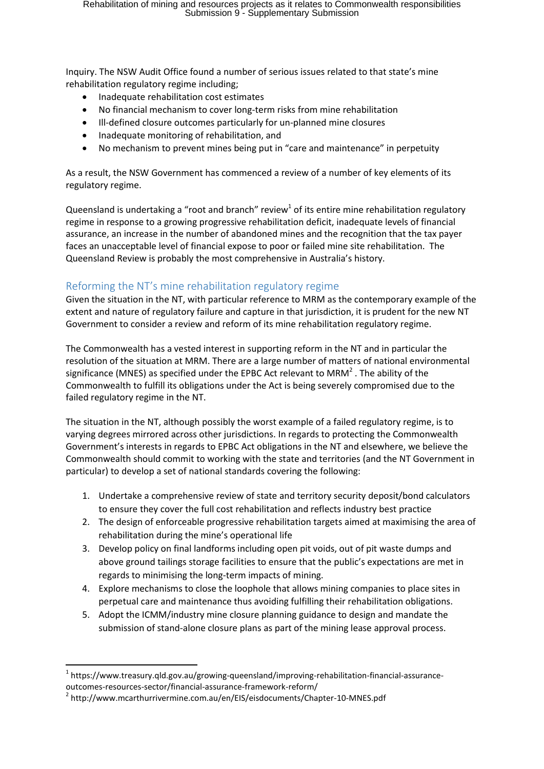Inquiry. The NSW Audit Office found a number of serious issues related to that state's mine rehabilitation regulatory regime including;

- Inadequate rehabilitation cost estimates
- No financial mechanism to cover long-term risks from mine rehabilitation
- Ill-defined closure outcomes particularly for un-planned mine closures
- Inadequate monitoring of rehabilitation, and
- No mechanism to prevent mines being put in "care and maintenance" in perpetuity

As a result, the NSW Government has commenced a review of a number of key elements of its regulatory regime.

Queensland is undertaking a "root and branch" review[1] of its entire mine rehabilitation regulatory regime in response to a growing progressive rehabilitation deficit, inadequate levels of financial assurance, an increase in the number of abandoned mines and the recognition that the tax payer faces an unacceptable level of financial expose to poor or failed mine site rehabilitation. The Queensland Review is probably the most comprehensive in Australia's history.

## Reforming the NT's mine rehabilitation regulatory regime

Given the situation in the NT, with particular reference to MRM as the contemporary example of the extent and nature of regulatory failure and capture in that jurisdiction, it is prudent for the new NT Government to consider a review and reform of its mine rehabilitation regulatory regime.

The Commonwealth has a vested interest in supporting reform in the NT and in particular the resolution of the situation at MRM. There are a large number of matters of national environmental significance (MNES) as specified under the EPBC Act relevant to MRM[2] . The ability of the Commonwealth to fulfill its obligations under the Act is being severely compromised due to the failed regulatory regime in the NT.

The situation in the NT, although possibly the worst example of a failed regulatory regime, is to varying degrees mirrored across other jurisdictions. In regards to protecting the Commonwealth Government's interests in regards to EPBC Act obligations in the NT and elsewhere, we believe the Commonwealth should commit to working with the state and territories (and the NT Government in particular) to develop a set of national standards covering the following:

1. Undertake a comprehensive review of state and territory security deposit/bond calculators to ensure they cover the full cost rehabilitation and reflects industry best practice
2. The design of enforceable progressive rehabilitation targets aimed at maximising the area of rehabilitation during the mine's operational life
3. Develop policy on final landforms including open pit voids, out of pit waste dumps and above ground tailings storage facilities to ensure that the public's expectations are met in regards to minimising the long-term impacts of mining.
4. Explore mechanisms to close the loophole that allows mining companies to place sites in perpetual care and maintenance thus avoiding fulfilling their rehabilitation obligations.
5. Adopt the ICMM/industry mine closure planning guidance to design and mandate the submission of stand-alone closure plans as part of the mining lease approval process.

---

[1] https://www.treasury.qld.gov.au/growing-queensland/improving-rehabilitation-financial-assurance-outcomes-resources-sector/financial-assurance-framework-reform/

[2] http://www.mcarthurrivermine.com.au/en/EIS/eisdocuments/Chapter-10-MNES.pdf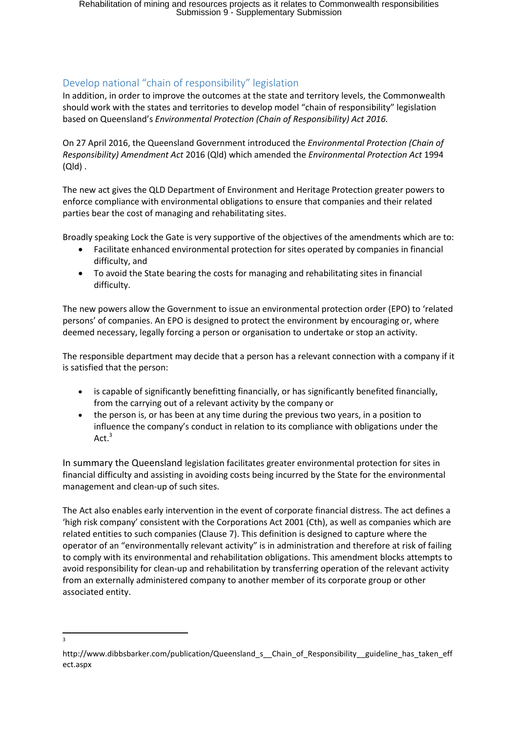## Develop national "chain of responsibility" legislation

In addition, in order to improve the outcomes at the state and territory levels, the Commonwealth should work with the states and territories to develop model "chain of responsibility" legislation based on Queensland's *Environmental Protection (Chain of Responsibility) Act 2016.*

On 27 April 2016, the Queensland Government introduced the *Environmental Protection (Chain of Responsibility) Amendment Act* 2016 (Qld) which amended the *Environmental Protection Act* 1994 (Qld) .

The new act gives the QLD Department of Environment and Heritage Protection greater powers to enforce compliance with environmental obligations to ensure that companies and their related parties bear the cost of managing and rehabilitating sites.

Broadly speaking Lock the Gate is very supportive of the objectives of the amendments which are to:

- Facilitate enhanced environmental protection for sites operated by companies in financial difficulty, and
- To avoid the State bearing the costs for managing and rehabilitating sites in financial difficulty.

The new powers allow the Government to issue an environmental protection order (EPO) to 'related persons' of companies. An EPO is designed to protect the environment by encouraging or, where deemed necessary, legally forcing a person or organisation to undertake or stop an activity.

The responsible department may decide that a person has a relevant connection with a company if it is satisfied that the person:

- is capable of significantly benefitting financially, or has significantly benefited financially, from the carrying out of a relevant activity by the company or
- the person is, or has been at any time during the previous two years, in a position to influence the company's conduct in relation to its compliance with obligations under the Act.[3]

In summary the Queensland legislation facilitates greater environmental protection for sites in financial difficulty and assisting in avoiding costs being incurred by the State for the environmental management and clean-up of such sites.

The Act also enables early intervention in the event of corporate financial distress. The act defines a 'high risk company' consistent with the Corporations Act 2001 (Cth), as well as companies which are related entities to such companies (Clause 7). This definition is designed to capture where the operator of an "environmentally relevant activity" is in administration and therefore at risk of failing to comply with its environmental and rehabilitation obligations. This amendment blocks attempts to avoid responsibility for clean-up and rehabilitation by transferring operation of the relevant activity from an externally administered company to another member of its corporate group or other associated entity.

---

[3] http://www.dibbsbarker.com/publication/Queensland_s__Chain_of_Responsibility__guideline_has_taken_effect.aspx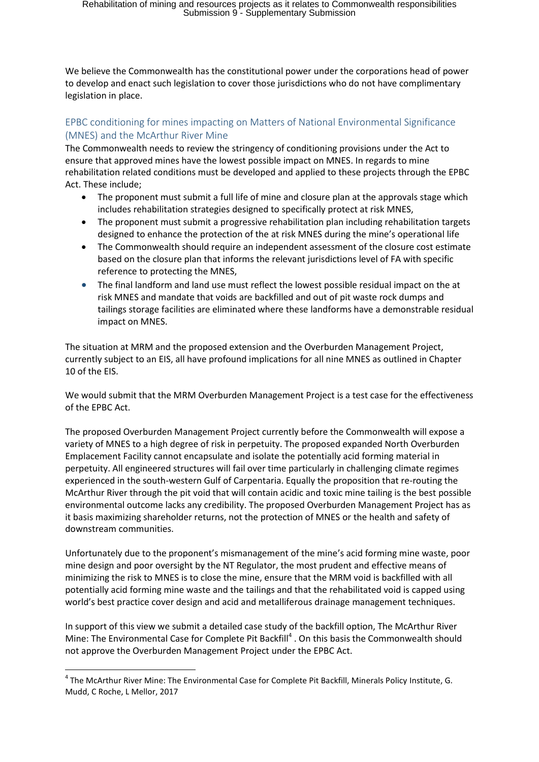We believe the Commonwealth has the constitutional power under the corporations head of power to develop and enact such legislation to cover those jurisdictions who do not have complimentary legislation in place.

## EPBC conditioning for mines impacting on Matters of National Environmental Significance (MNES) and the McArthur River Mine

The Commonwealth needs to review the stringency of conditioning provisions under the Act to ensure that approved mines have the lowest possible impact on MNES. In regards to mine rehabilitation related conditions must be developed and applied to these projects through the EPBC Act. These include;

- The proponent must submit a full life of mine and closure plan at the approvals stage which includes rehabilitation strategies designed to specifically protect at risk MNES,
- The proponent must submit a progressive rehabilitation plan including rehabilitation targets designed to enhance the protection of the at risk MNES during the mine's operational life
- The Commonwealth should require an independent assessment of the closure cost estimate based on the closure plan that informs the relevant jurisdictions level of FA with specific reference to protecting the MNES,
- The final landform and land use must reflect the lowest possible residual impact on the at risk MNES and mandate that voids are backfilled and out of pit waste rock dumps and tailings storage facilities are eliminated where these landforms have a demonstrable residual impact on MNES.

The situation at MRM and the proposed extension and the Overburden Management Project, currently subject to an EIS, all have profound implications for all nine MNES as outlined in Chapter 10 of the EIS.

We would submit that the MRM Overburden Management Project is a test case for the effectiveness of the EPBC Act.

The proposed Overburden Management Project currently before the Commonwealth will expose a variety of MNES to a high degree of risk in perpetuity. The proposed expanded North Overburden Emplacement Facility cannot encapsulate and isolate the potentially acid forming material in perpetuity. All engineered structures will fail over time particularly in challenging climate regimes experienced in the south-western Gulf of Carpentaria. Equally the proposition that re-routing the McArthur River through the pit void that will contain acidic and toxic mine tailing is the best possible environmental outcome lacks any credibility. The proposed Overburden Management Project has as it basis maximizing shareholder returns, not the protection of MNES or the health and safety of downstream communities.

Unfortunately due to the proponent's mismanagement of the mine's acid forming mine waste, poor mine design and poor oversight by the NT Regulator, the most prudent and effective means of minimizing the risk to MNES is to close the mine, ensure that the MRM void is backfilled with all potentially acid forming mine waste and the tailings and that the rehabilitated void is capped using world's best practice cover design and acid and metalliferous drainage management techniques.

In support of this view we submit a detailed case study of the backfill option, The McArthur River Mine: The Environmental Case for Complete Pit Backfill[4] . On this basis the Commonwealth should not approve the Overburden Management Project under the EPBC Act.

[4] The McArthur River Mine: The Environmental Case for Complete Pit Backfill, Minerals Policy Institute, G. Mudd, C Roche, L Mellor, 2017